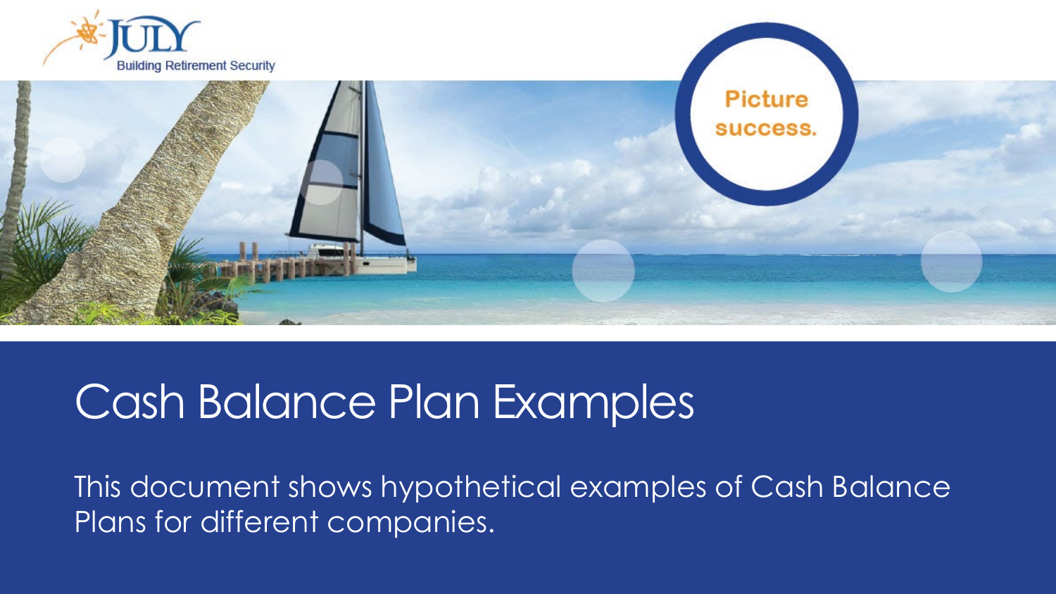JULY

Building Retirement Security

Picture success.

# Cash Balance Plan Examples

This document shows hypothetical examples of Cash Balance Plans for different companies.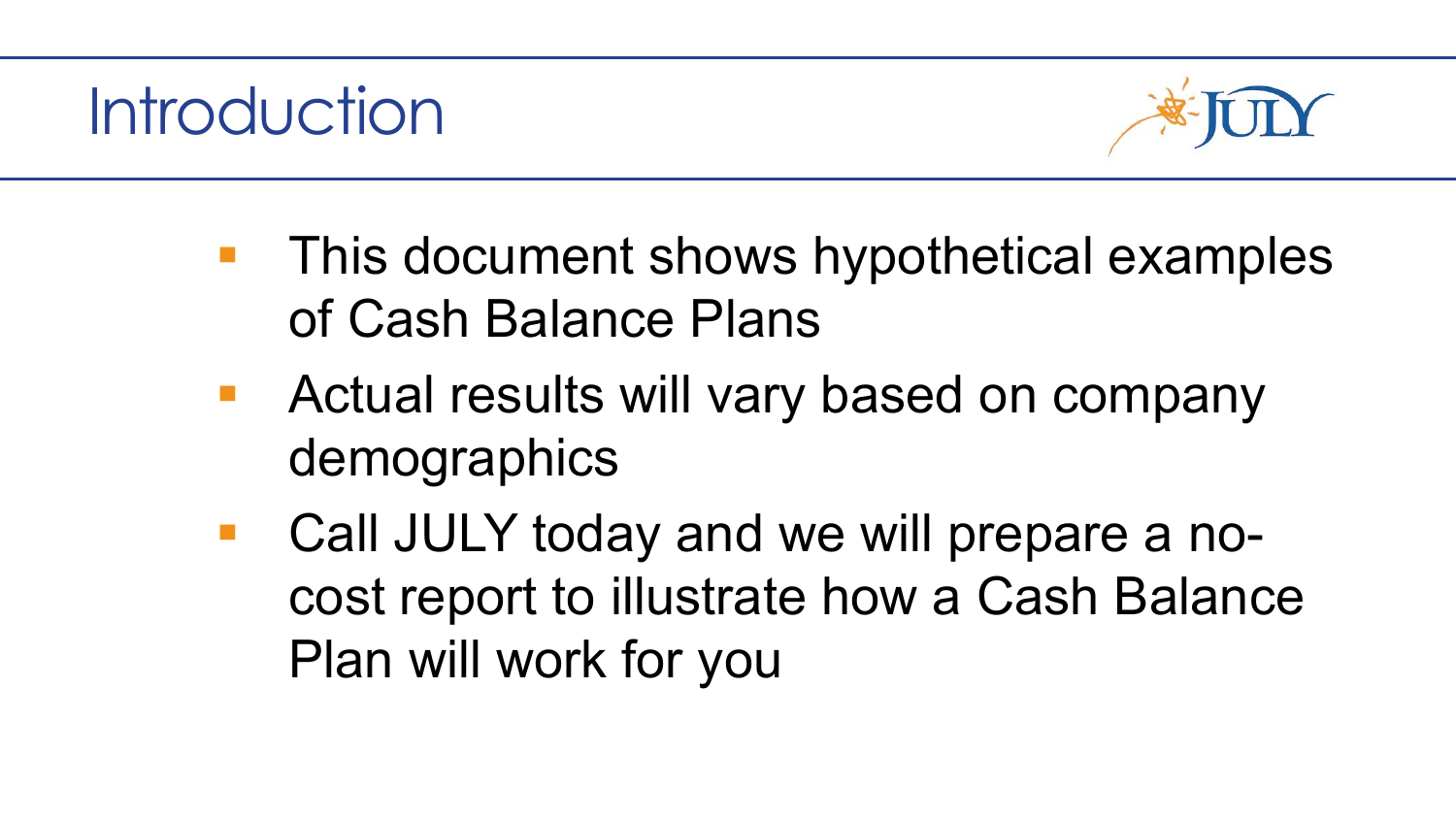# Introduction

- This document shows hypothetical examples of Cash Balance Plans
- Actual results will vary based on company demographics
- Call JULY today and we will prepare a no-cost report to illustrate how a Cash Balance Plan will work for you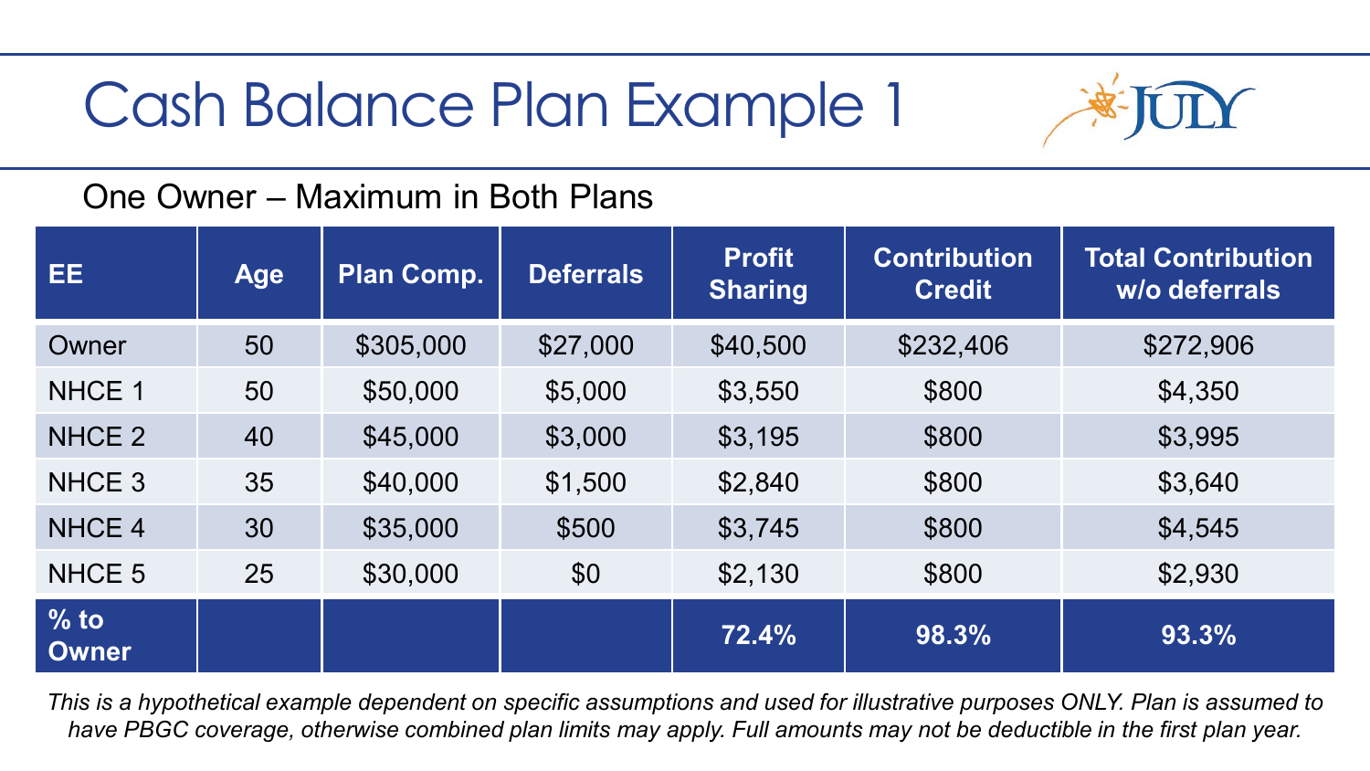# Cash Balance Plan Example 1

## One Owner – Maximum in Both Plans

| EE | Age | Plan Comp. | Deferrals | Profit Sharing | Contribution Credit | Total Contribution w/o deferrals |
|---|---|---|---|---|---|---|
| Owner | 50 | $305,000 | $27,000 | $40,500 | $232,406 | $272,906 |
| NHCE 1 | 50 | $50,000 | $5,000 | $3,550 | $800 | $4,350 |
| NHCE 2 | 40 | $45,000 | $3,000 | $3,195 | $800 | $3,995 |
| NHCE 3 | 35 | $40,000 | $1,500 | $2,840 | $800 | $3,640 |
| NHCE 4 | 30 | $35,000 | $500 | $3,745 | $800 | $4,545 |
| NHCE 5 | 25 | $30,000 | $0 | $2,130 | $800 | $2,930 |
| **% to Owner** | | | | **72.4%** | **98.3%** | **93.3%** |

*This is a hypothetical example dependent on specific assumptions and used for illustrative purposes ONLY. Plan is assumed to have PBGC coverage, otherwise combined plan limits may apply. Full amounts may not be deductible in the first plan year.*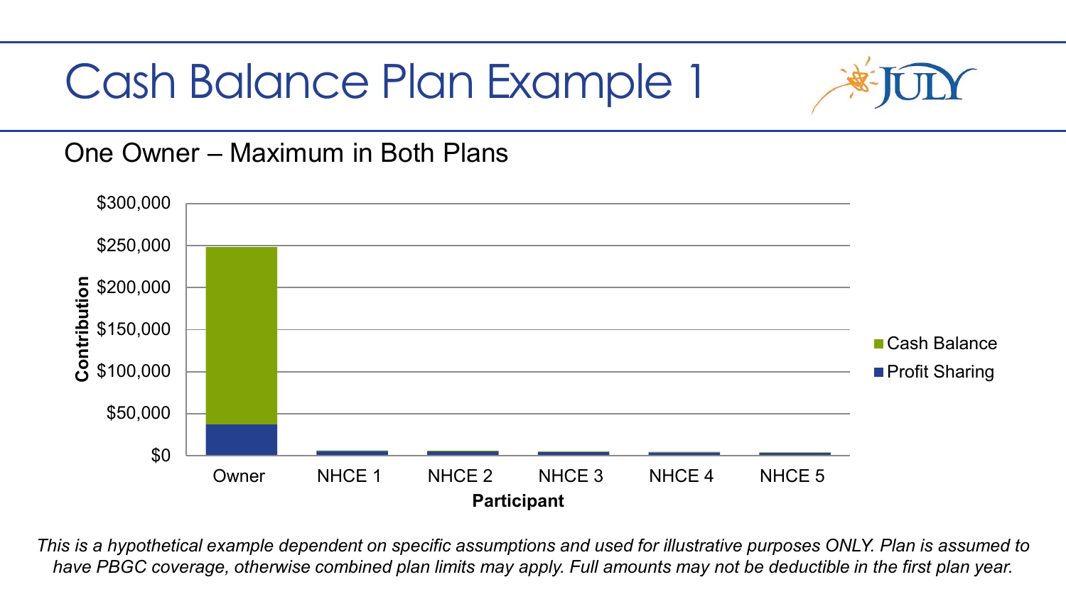# Cash Balance Plan Example 1

## One Owner – Maximum in Both Plans

Contribution ($0 – $300,000) by Participant: Owner, NHCE 1, NHCE 2, NHCE 3, NHCE 4, NHCE 5

Legend: Cash Balance, Profit Sharing

*This is a hypothetical example dependent on specific assumptions and used for illustrative purposes ONLY. Plan is assumed to have PBGC coverage, otherwise combined plan limits may apply. Full amounts may not be deductible in the first plan year.*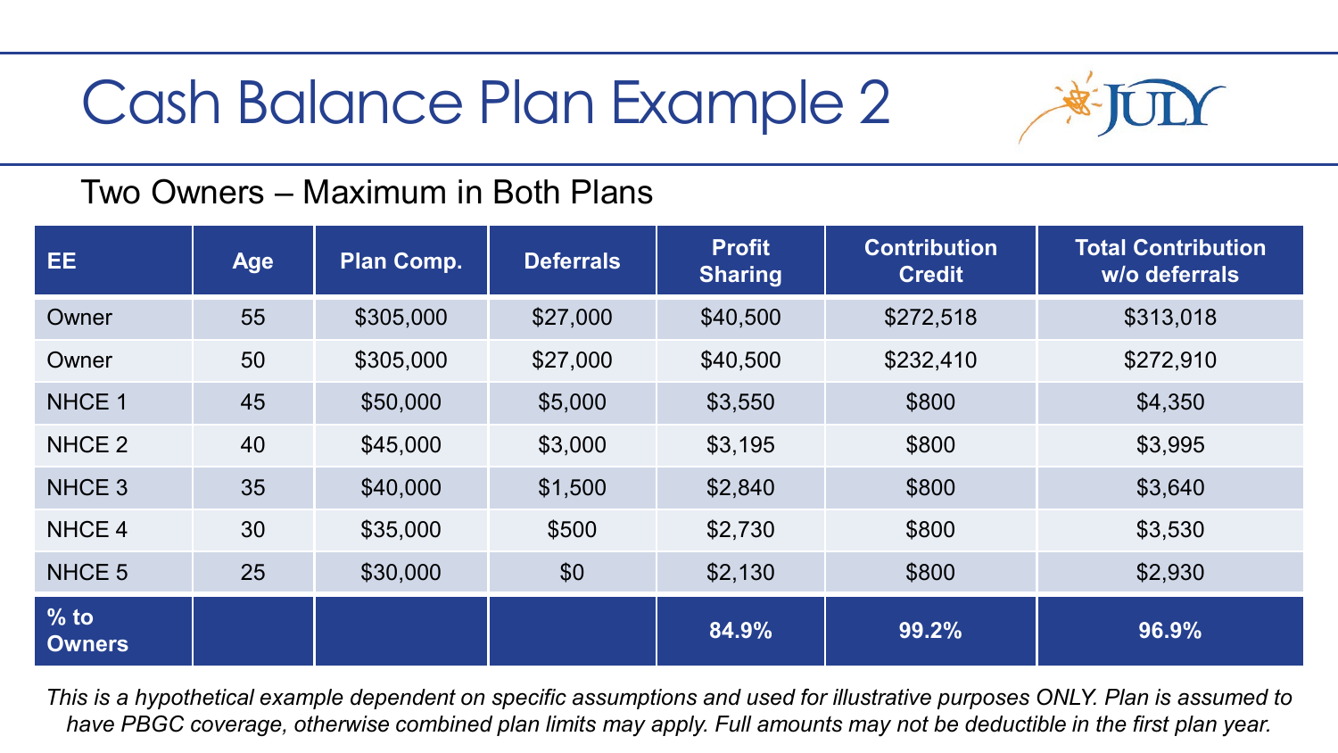# Cash Balance Plan Example 2

## Two Owners – Maximum in Both Plans

| EE | Age | Plan Comp. | Deferrals | Profit Sharing | Contribution Credit | Total Contribution w/o deferrals |
|---|---|---|---|---|---|---|
| Owner | 55 | $305,000 | $27,000 | $40,500 | $272,518 | $313,018 |
| Owner | 50 | $305,000 | $27,000 | $40,500 | $232,410 | $272,910 |
| NHCE 1 | 45 | $50,000 | $5,000 | $3,550 | $800 | $4,350 |
| NHCE 2 | 40 | $45,000 | $3,000 | $3,195 | $800 | $3,995 |
| NHCE 3 | 35 | $40,000 | $1,500 | $2,840 | $800 | $3,640 |
| NHCE 4 | 30 | $35,000 | $500 | $2,730 | $800 | $3,530 |
| NHCE 5 | 25 | $30,000 | $0 | $2,130 | $800 | $2,930 |
| **% to Owners** | | | | **84.9%** | **99.2%** | **96.9%** |

*This is a hypothetical example dependent on specific assumptions and used for illustrative purposes ONLY. Plan is assumed to have PBGC coverage, otherwise combined plan limits may apply. Full amounts may not be deductible in the first plan year.*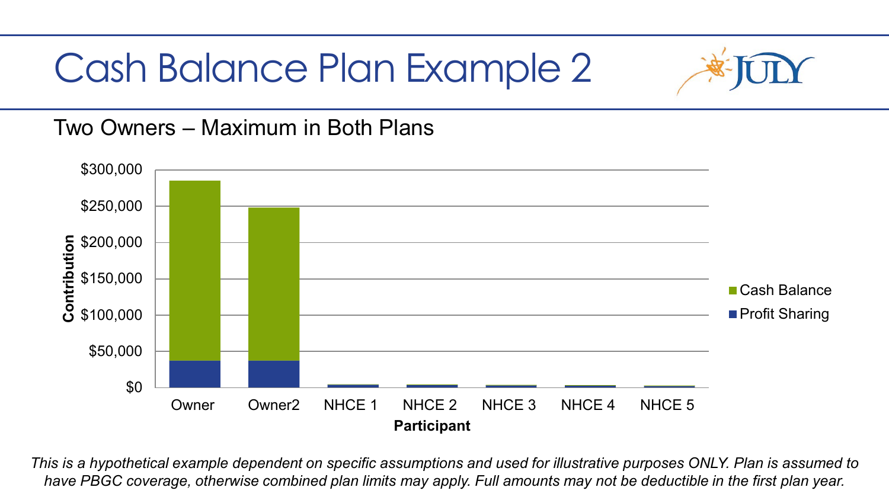# Cash Balance Plan Example 2

JULY

## Two Owners – Maximum in Both Plans

$300,000
$250,000
$200,000
$150,000
$100,000
$50,000
$0

Contribution

Owner
Owner2
NHCE 1
NHCE 2
NHCE 3
NHCE 4
NHCE 5

Participant

Cash Balance
Profit Sharing

*This is a hypothetical example dependent on specific assumptions and used for illustrative purposes ONLY. Plan is assumed to have PBGC coverage, otherwise combined plan limits may apply. Full amounts may not be deductible in the first plan year.*